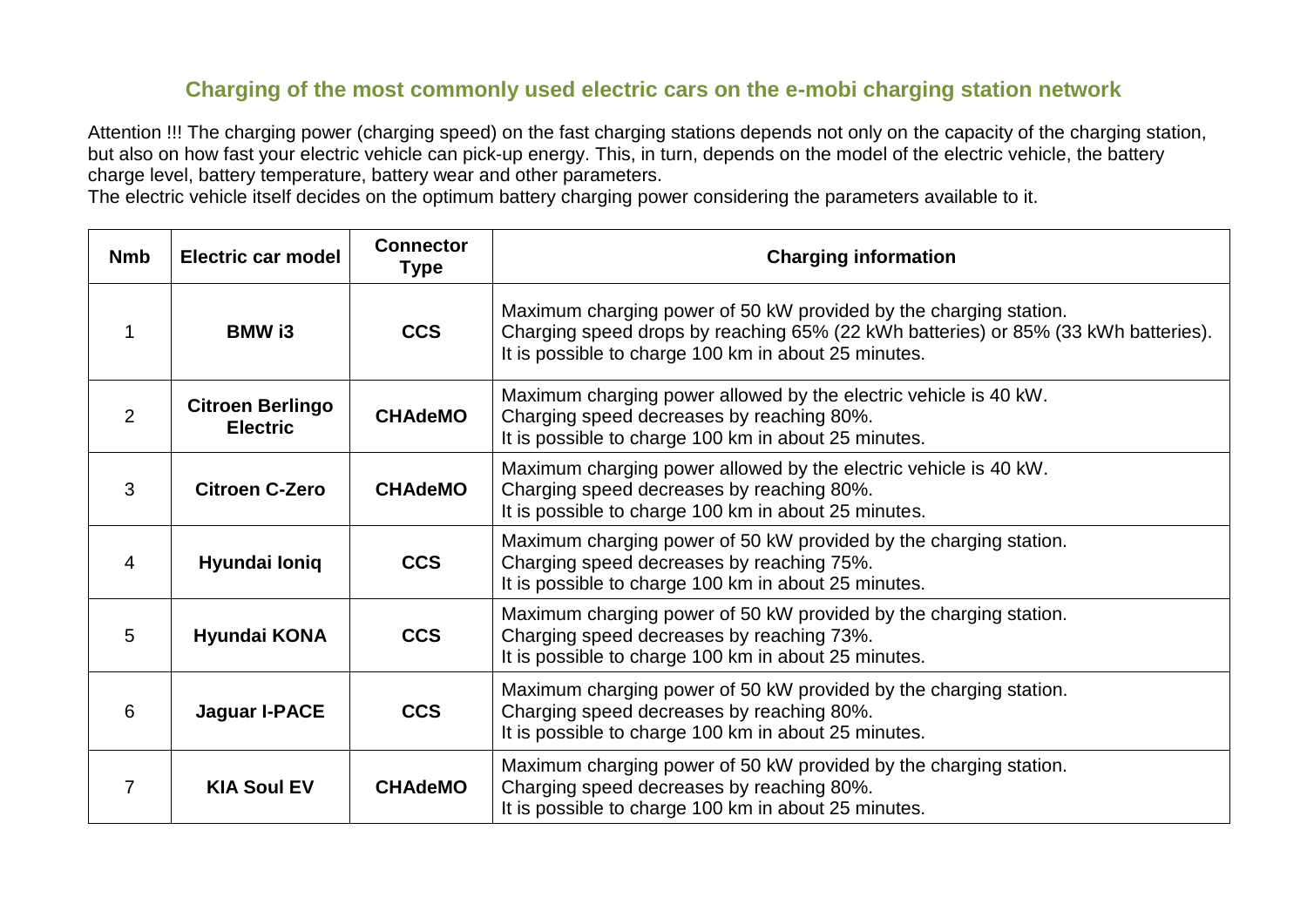# Charging of the most commonly used electric cars on the e-mobi charging station network

Attention !!! The charging power (charging speed) on the fast charging stations depends not only on the capacity of the charging station, but also on how fast your electric vehicle can pick-up energy. This, in turn, depends on the model of the electric vehicle, the battery charge level, battery temperature, battery wear and other parameters.
The electric vehicle itself decides on the optimum battery charging power considering the parameters available to it.

| Nmb | Electric car model | Connector Type | Charging information |
|---|---|---|---|
| 1 | **BMW i3** | **CCS** | Maximum charging power of 50 kW provided by the charging station.<br>Charging speed drops by reaching 65% (22 kWh batteries) or 85% (33 kWh batteries).<br>It is possible to charge 100 km in about 25 minutes. |
| 2 | **Citroen Berlingo Electric** | **CHAdeMO** | Maximum charging power allowed by the electric vehicle is 40 kW.<br>Charging speed decreases by reaching 80%.<br>It is possible to charge 100 km in about 25 minutes. |
| 3 | **Citroen C-Zero** | **CHAdeMO** | Maximum charging power allowed by the electric vehicle is 40 kW.<br>Charging speed decreases by reaching 80%.<br>It is possible to charge 100 km in about 25 minutes. |
| 4 | **Hyundai Ioniq** | **CCS** | Maximum charging power of 50 kW provided by the charging station.<br>Charging speed decreases by reaching 75%.<br>It is possible to charge 100 km in about 25 minutes. |
| 5 | **Hyundai KONA** | **CCS** | Maximum charging power of 50 kW provided by the charging station.<br>Charging speed decreases by reaching 73%.<br>It is possible to charge 100 km in about 25 minutes. |
| 6 | **Jaguar I-PACE** | **CCS** | Maximum charging power of 50 kW provided by the charging station.<br>Charging speed decreases by reaching 80%.<br>It is possible to charge 100 km in about 25 minutes. |
| 7 | **KIA Soul EV** | **CHAdeMO** | Maximum charging power of 50 kW provided by the charging station.<br>Charging speed decreases by reaching 80%.<br>It is possible to charge 100 km in about 25 minutes. |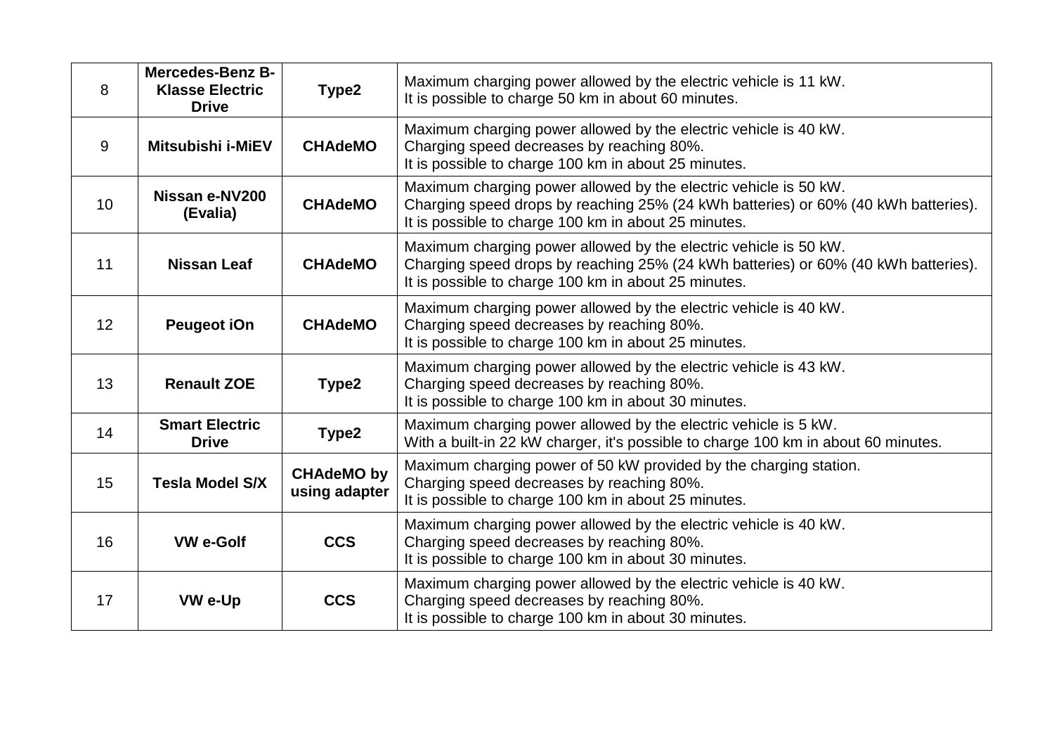| | | | |
|---|---|---|---|
| 8 | **Mercedes-Benz B-Klasse Electric Drive** | **Type2** | Maximum charging power allowed by the electric vehicle is 11 kW.<br>It is possible to charge 50 km in about 60 minutes. |
| 9 | **Mitsubishi i-MiEV** | **CHAdeMO** | Maximum charging power allowed by the electric vehicle is 40 kW.<br>Charging speed decreases by reaching 80%.<br>It is possible to charge 100 km in about 25 minutes. |
| 10 | **Nissan e-NV200 (Evalia)** | **CHAdeMO** | Maximum charging power allowed by the electric vehicle is 50 kW.<br>Charging speed drops by reaching 25% (24 kWh batteries) or 60% (40 kWh batteries).<br>It is possible to charge 100 km in about 25 minutes. |
| 11 | **Nissan Leaf** | **CHAdeMO** | Maximum charging power allowed by the electric vehicle is 50 kW.<br>Charging speed drops by reaching 25% (24 kWh batteries) or 60% (40 kWh batteries).<br>It is possible to charge 100 km in about 25 minutes. |
| 12 | **Peugeot iOn** | **CHAdeMO** | Maximum charging power allowed by the electric vehicle is 40 kW.<br>Charging speed decreases by reaching 80%.<br>It is possible to charge 100 km in about 25 minutes. |
| 13 | **Renault ZOE** | **Type2** | Maximum charging power allowed by the electric vehicle is 43 kW.<br>Charging speed decreases by reaching 80%.<br>It is possible to charge 100 km in about 30 minutes. |
| 14 | **Smart Electric Drive** | **Type2** | Maximum charging power allowed by the electric vehicle is 5 kW.<br>With a built-in 22 kW charger, it's possible to charge 100 km in about 60 minutes. |
| 15 | **Tesla Model S/X** | **CHAdeMO by using adapter** | Maximum charging power of 50 kW provided by the charging station.<br>Charging speed decreases by reaching 80%.<br>It is possible to charge 100 km in about 25 minutes. |
| 16 | **VW e-Golf** | **CCS** | Maximum charging power allowed by the electric vehicle is 40 kW.<br>Charging speed decreases by reaching 80%.<br>It is possible to charge 100 km in about 30 minutes. |
| 17 | **VW e-Up** | **CCS** | Maximum charging power allowed by the electric vehicle is 40 kW.<br>Charging speed decreases by reaching 80%.<br>It is possible to charge 100 km in about 30 minutes. |